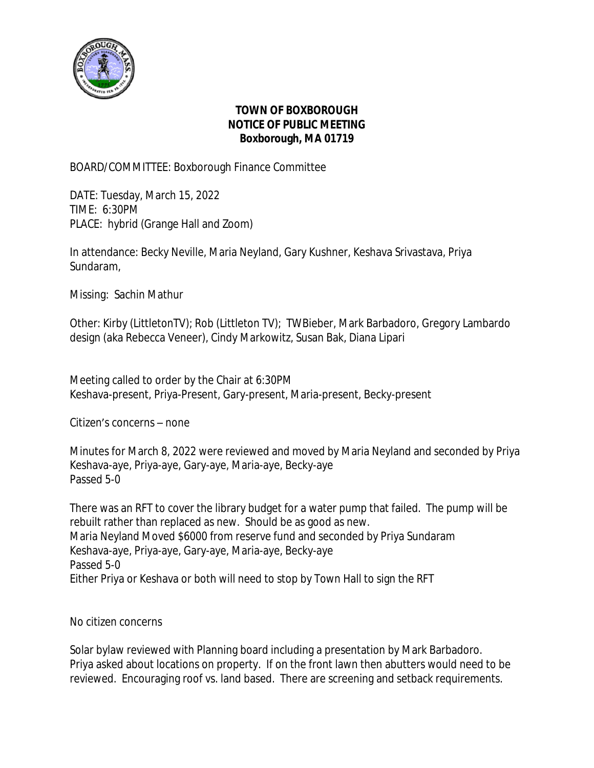**TOWN OF BOXBOROUGH**
**NOTICE OF PUBLIC MEETING**
**Boxborough, MA 01719**

BOARD/COMMITTEE: Boxborough Finance Committee

DATE: Tuesday, March 15, 2022
TIME: 6:30PM
PLACE: hybrid (Grange Hall and Zoom)

In attendance: Becky Neville, Maria Neyland, Gary Kushner, Keshava Srivastava, Priya Sundaram,

Missing: Sachin Mathur

Other: Kirby (LittletonTV); Rob (Littleton TV); TWBieber, Mark Barbadoro, Gregory Lambardo design (aka Rebecca Veneer), Cindy Markowitz, Susan Bak, Diana Lipari

Meeting called to order by the Chair at 6:30PM
Keshava-present, Priya-Present, Gary-present, Maria-present, Becky-present

Citizen's concerns – none

Minutes for March 8, 2022 were reviewed and moved by Maria Neyland and seconded by Priya
Keshava-aye, Priya-aye, Gary-aye, Maria-aye, Becky-aye
Passed 5-0

There was an RFT to cover the library budget for a water pump that failed. The pump will be rebuilt rather than replaced as new. Should be as good as new.
Maria Neyland Moved $6000 from reserve fund and seconded by Priya Sundaram
Keshava-aye, Priya-aye, Gary-aye, Maria-aye, Becky-aye
Passed 5-0
Either Priya or Keshava or both will need to stop by Town Hall to sign the RFT

No citizen concerns

Solar bylaw reviewed with Planning board including a presentation by Mark Barbadoro.
Priya asked about locations on property. If on the front lawn then abutters would need to be reviewed. Encouraging roof vs. land based. There are screening and setback requirements.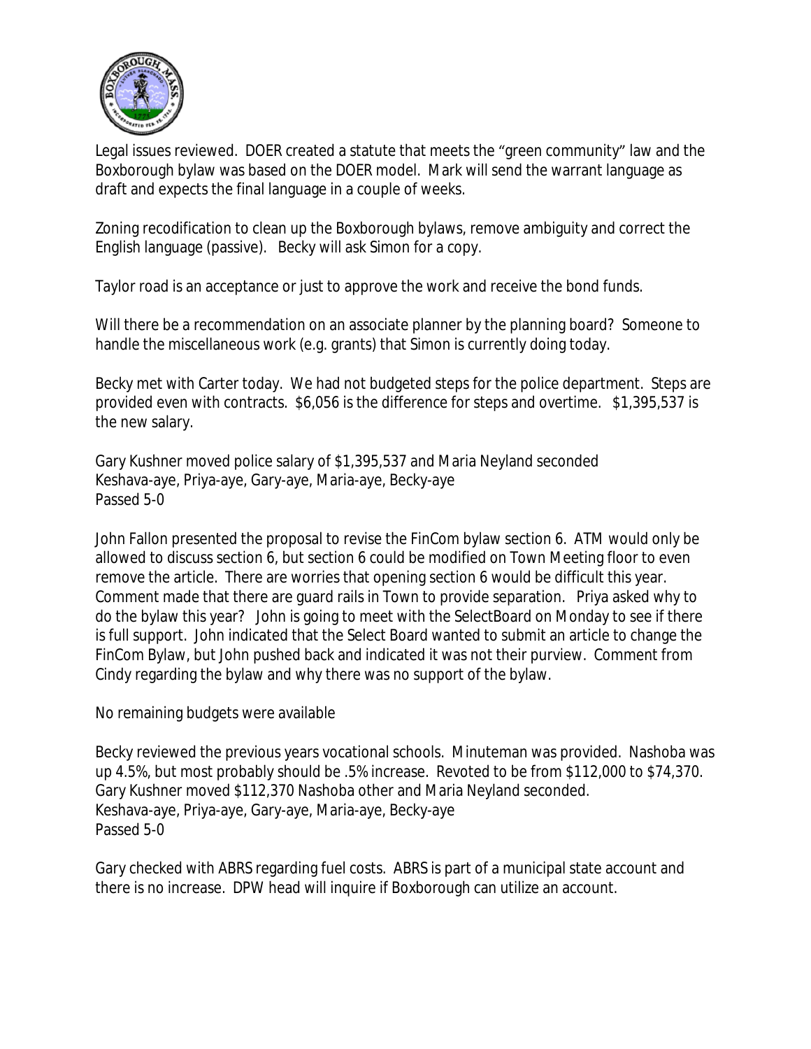Legal issues reviewed. DOER created a statute that meets the "green community" law and the Boxborough bylaw was based on the DOER model. Mark will send the warrant language as draft and expects the final language in a couple of weeks.

Zoning recodification to clean up the Boxborough bylaws, remove ambiguity and correct the English language (passive). Becky will ask Simon for a copy.

Taylor road is an acceptance or just to approve the work and receive the bond funds.

Will there be a recommendation on an associate planner by the planning board? Someone to handle the miscellaneous work (e.g. grants) that Simon is currently doing today.

Becky met with Carter today. We had not budgeted steps for the police department. Steps are provided even with contracts. $6,056 is the difference for steps and overtime. $1,395,537 is the new salary.

Gary Kushner moved police salary of $1,395,537 and Maria Neyland seconded
Keshava-aye, Priya-aye, Gary-aye, Maria-aye, Becky-aye
Passed 5-0

John Fallon presented the proposal to revise the FinCom bylaw section 6. ATM would only be allowed to discuss section 6, but section 6 could be modified on Town Meeting floor to even remove the article. There are worries that opening section 6 would be difficult this year. Comment made that there are guard rails in Town to provide separation. Priya asked why to do the bylaw this year? John is going to meet with the SelectBoard on Monday to see if there is full support. John indicated that the Select Board wanted to submit an article to change the FinCom Bylaw, but John pushed back and indicated it was not their purview. Comment from Cindy regarding the bylaw and why there was no support of the bylaw.

No remaining budgets were available

Becky reviewed the previous years vocational schools. Minuteman was provided. Nashoba was up 4.5%, but most probably should be .5% increase. Revoted to be from $112,000 to $74,370.
Gary Kushner moved $112,370 Nashoba other and Maria Neyland seconded.
Keshava-aye, Priya-aye, Gary-aye, Maria-aye, Becky-aye
Passed 5-0

Gary checked with ABRS regarding fuel costs. ABRS is part of a municipal state account and there is no increase. DPW head will inquire if Boxborough can utilize an account.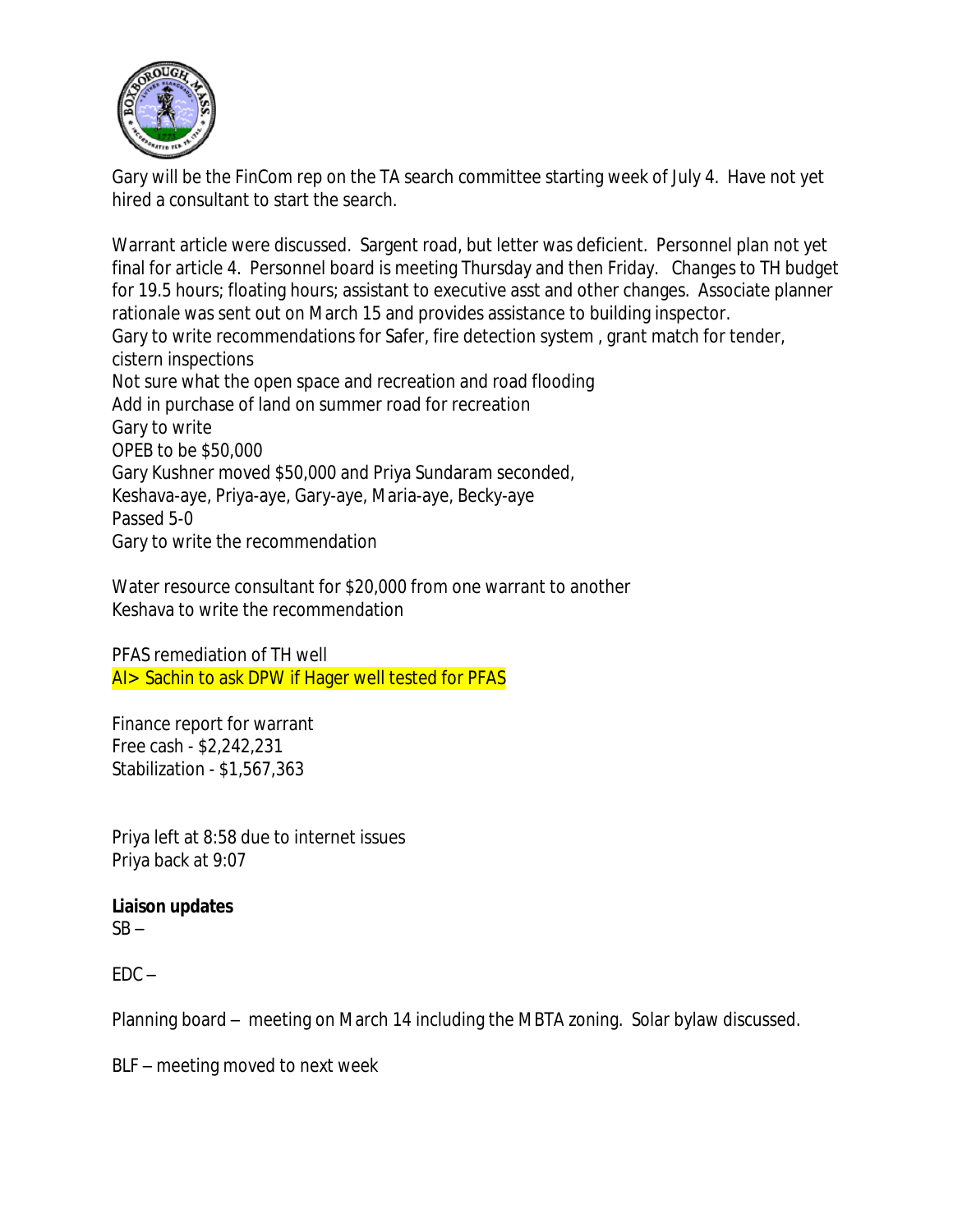Gary will be the FinCom rep on the TA search committee starting week of July 4. Have not yet hired a consultant to start the search.

Warrant article were discussed. Sargent road, but letter was deficient. Personnel plan not yet final for article 4. Personnel board is meeting Thursday and then Friday. Changes to TH budget for 19.5 hours; floating hours; assistant to executive asst and other changes. Associate planner rationale was sent out on March 15 and provides assistance to building inspector.
Gary to write recommendations for Safer, fire detection system , grant match for tender, cistern inspections
Not sure what the open space and recreation and road flooding
Add in purchase of land on summer road for recreation
Gary to write
OPEB to be $50,000
Gary Kushner moved $50,000 and Priya Sundaram seconded,
Keshava-aye, Priya-aye, Gary-aye, Maria-aye, Becky-aye
Passed 5-0
Gary to write the recommendation

Water resource consultant for $20,000 from one warrant to another
Keshava to write the recommendation

PFAS remediation of TH well
AI> Sachin to ask DPW if Hager well tested for PFAS

Finance report for warrant
Free cash - $2,242,231
Stabilization - $1,567,363

Priya left at 8:58 due to internet issues
Priya back at 9:07

**Liaison updates**
SB –

EDC –

Planning board – meeting on March 14 including the MBTA zoning. Solar bylaw discussed.

BLF – meeting moved to next week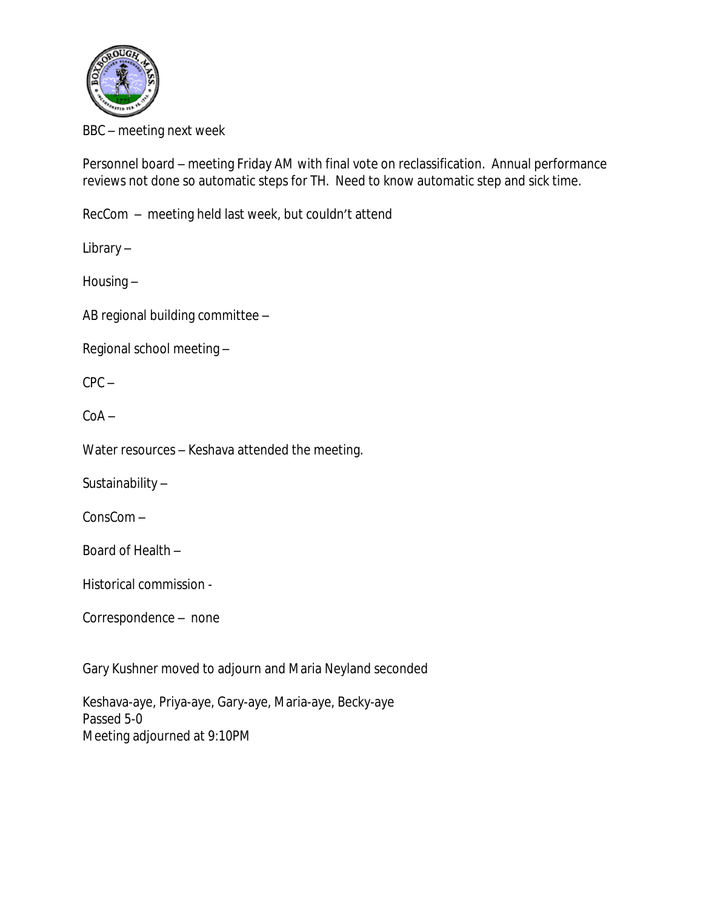BBC – meeting next week

Personnel board – meeting Friday AM with final vote on reclassification. Annual performance reviews not done so automatic steps for TH. Need to know automatic step and sick time.

RecCom – meeting held last week, but couldn't attend

Library –

Housing –

AB regional building committee –

Regional school meeting –

CPC –

CoA –

Water resources – Keshava attended the meeting.

Sustainability –

ConsCom –

Board of Health –

Historical commission -

Correspondence – none

Gary Kushner moved to adjourn and Maria Neyland seconded

Keshava-aye, Priya-aye, Gary-aye, Maria-aye, Becky-aye
Passed 5-0
Meeting adjourned at 9:10PM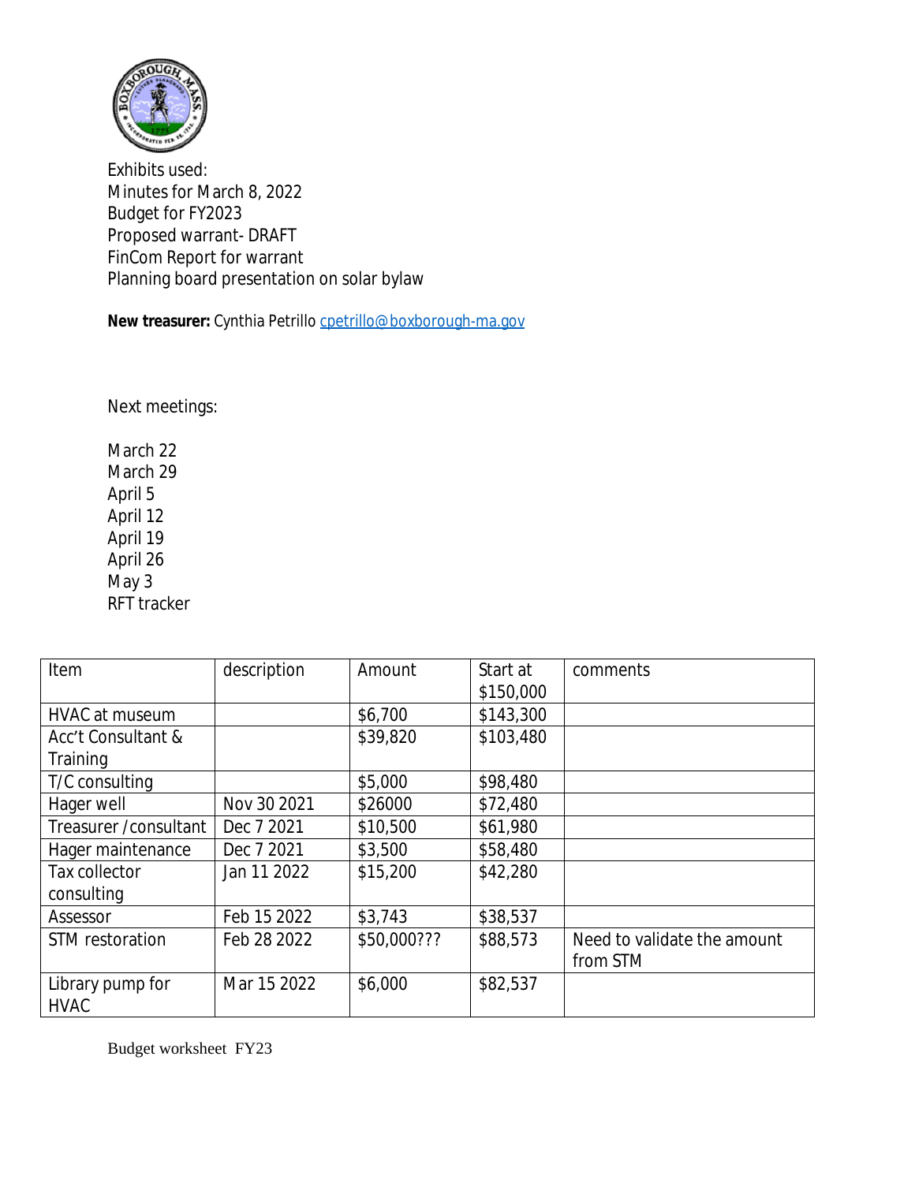Exhibits used:
Minutes for March 8, 2022
Budget for FY2023
Proposed warrant- DRAFT
FinCom Report for warrant
Planning board presentation on solar bylaw

**New treasurer:** Cynthia Petrillo cpetrillo@boxborough-ma.gov

Next meetings:

March 22
March 29
April 5
April 12
April 19
April 26
May 3
RFT tracker

| Item | description | Amount | Start at $150,000 | comments |
|---|---|---|---|---|
| HVAC at museum | | $6,700 | $143,300 | |
| Acc't Consultant & Training | | $39,820 | $103,480 | |
| T/C consulting | | $5,000 | $98,480 | |
| Hager well | Nov 30 2021 | $26000 | $72,480 | |
| Treasurer /consultant | Dec 7 2021 | $10,500 | $61,980 | |
| Hager maintenance | Dec 7 2021 | $3,500 | $58,480 | |
| Tax collector consulting | Jan 11 2022 | $15,200 | $42,280 | |
| Assessor | Feb 15 2022 | $3,743 | $38,537 | |
| STM restoration | Feb 28 2022 | $50,000??? | $88,573 | Need to validate the amount from STM |
| Library pump for HVAC | Mar 15 2022 | $6,000 | $82,537 | |

Budget worksheet FY23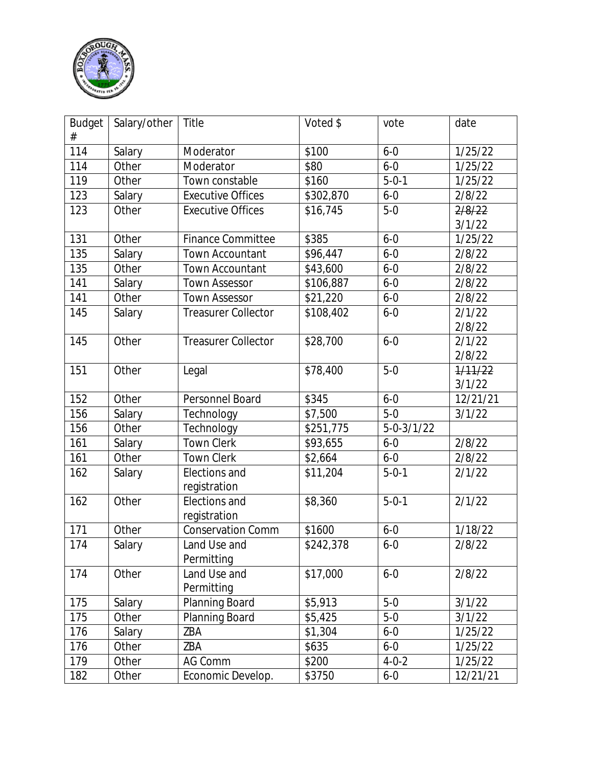| Budget # | Salary/other | Title | Voted $ | vote | date |
|---|---|---|---|---|---|
| 114 | Salary | Moderator | $100 | 6-0 | 1/25/22 |
| 114 | Other | Moderator | $80 | 6-0 | 1/25/22 |
| 119 | Other | Town constable | $160 | 5-0-1 | 1/25/22 |
| 123 | Salary | Executive Offices | $302,870 | 6-0 | 2/8/22 |
| 123 | Other | Executive Offices | $16,745 | 5-0 | ~~2/8/22~~ 3/1/22 |
| 131 | Other | Finance Committee | $385 | 6-0 | 1/25/22 |
| 135 | Salary | Town Accountant | $96,447 | 6-0 | 2/8/22 |
| 135 | Other | Town Accountant | $43,600 | 6-0 | 2/8/22 |
| 141 | Salary | Town Assessor | $106,887 | 6-0 | 2/8/22 |
| 141 | Other | Town Assessor | $21,220 | 6-0 | 2/8/22 |
| 145 | Salary | Treasurer Collector | $108,402 | 6-0 | 2/1/22 2/8/22 |
| 145 | Other | Treasurer Collector | $28,700 | 6-0 | 2/1/22 2/8/22 |
| 151 | Other | Legal | $78,400 | 5-0 | ~~1/11/22~~ 3/1/22 |
| 152 | Other | Personnel Board | $345 | 6-0 | 12/21/21 |
| 156 | Salary | Technology | $7,500 | 5-0 | 3/1/22 |
| 156 | Other | Technology | $251,775 | 5-0-3/1/22 | |
| 161 | Salary | Town Clerk | $93,655 | 6-0 | 2/8/22 |
| 161 | Other | Town Clerk | $2,664 | 6-0 | 2/8/22 |
| 162 | Salary | Elections and registration | $11,204 | 5-0-1 | 2/1/22 |
| 162 | Other | Elections and registration | $8,360 | 5-0-1 | 2/1/22 |
| 171 | Other | Conservation Comm | $1600 | 6-0 | 1/18/22 |
| 174 | Salary | Land Use and Permitting | $242,378 | 6-0 | 2/8/22 |
| 174 | Other | Land Use and Permitting | $17,000 | 6-0 | 2/8/22 |
| 175 | Salary | Planning Board | $5,913 | 5-0 | 3/1/22 |
| 175 | Other | Planning Board | $5,425 | 5-0 | 3/1/22 |
| 176 | Salary | ZBA | $1,304 | 6-0 | 1/25/22 |
| 176 | Other | ZBA | $635 | 6-0 | 1/25/22 |
| 179 | Other | AG Comm | $200 | 4-0-2 | 1/25/22 |
| 182 | Other | Economic Develop. | $3750 | 6-0 | 12/21/21 |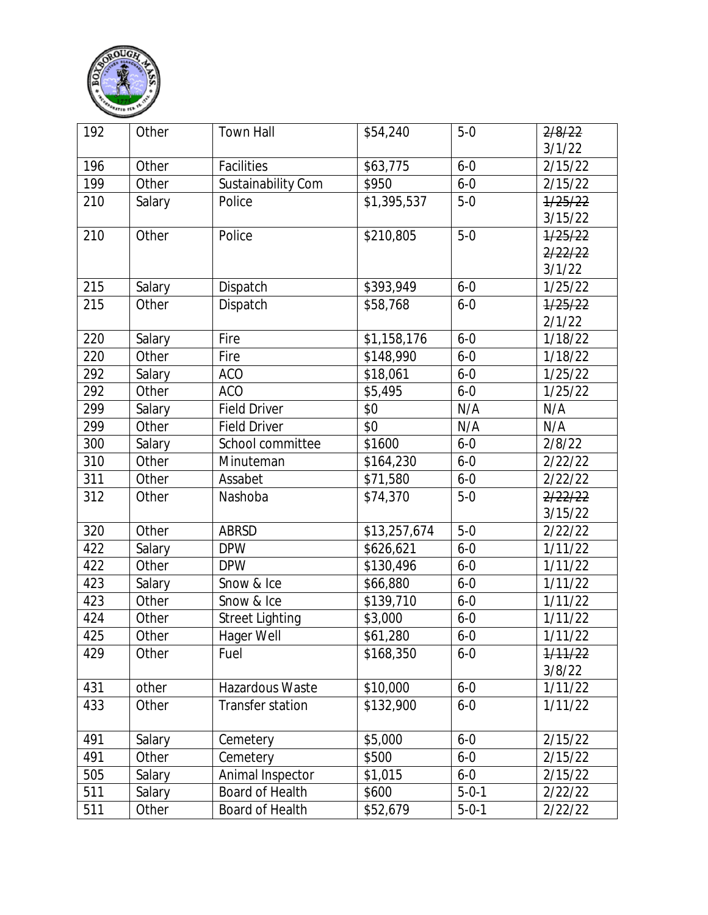| 192 | Other | Town Hall | $54,240 | 5-0 | ~~2/8/22~~ 3/1/22 |
|---|---|---|---|---|---|
| 196 | Other | Facilities | $63,775 | 6-0 | 2/15/22 |
| 199 | Other | Sustainability Com | $950 | 6-0 | 2/15/22 |
| 210 | Salary | Police | $1,395,537 | 5-0 | ~~1/25/22~~ 3/15/22 |
| 210 | Other | Police | $210,805 | 5-0 | ~~1/25/22~~ ~~2/22/22~~ 3/1/22 |
| 215 | Salary | Dispatch | $393,949 | 6-0 | 1/25/22 |
| 215 | Other | Dispatch | $58,768 | 6-0 | ~~1/25/22~~ 2/1/22 |
| 220 | Salary | Fire | $1,158,176 | 6-0 | 1/18/22 |
| 220 | Other | Fire | $148,990 | 6-0 | 1/18/22 |
| 292 | Salary | ACO | $18,061 | 6-0 | 1/25/22 |
| 292 | Other | ACO | $5,495 | 6-0 | 1/25/22 |
| 299 | Salary | Field Driver | $0 | N/A | N/A |
| 299 | Other | Field Driver | $0 | N/A | N/A |
| 300 | Salary | School committee | $1600 | 6-0 | 2/8/22 |
| 310 | Other | Minuteman | $164,230 | 6-0 | 2/22/22 |
| 311 | Other | Assabet | $71,580 | 6-0 | 2/22/22 |
| 312 | Other | Nashoba | $74,370 | 5-0 | ~~2/22/22~~ 3/15/22 |
| 320 | Other | ABRSD | $13,257,674 | 5-0 | 2/22/22 |
| 422 | Salary | DPW | $626,621 | 6-0 | 1/11/22 |
| 422 | Other | DPW | $130,496 | 6-0 | 1/11/22 |
| 423 | Salary | Snow & Ice | $66,880 | 6-0 | 1/11/22 |
| 423 | Other | Snow & Ice | $139,710 | 6-0 | 1/11/22 |
| 424 | Other | Street Lighting | $3,000 | 6-0 | 1/11/22 |
| 425 | Other | Hager Well | $61,280 | 6-0 | 1/11/22 |
| 429 | Other | Fuel | $168,350 | 6-0 | ~~1/11/22~~ 3/8/22 |
| 431 | other | Hazardous Waste | $10,000 | 6-0 | 1/11/22 |
| 433 | Other | Transfer station | $132,900 | 6-0 | 1/11/22 |
| 491 | Salary | Cemetery | $5,000 | 6-0 | 2/15/22 |
| 491 | Other | Cemetery | $500 | 6-0 | 2/15/22 |
| 505 | Salary | Animal Inspector | $1,015 | 6-0 | 2/15/22 |
| 511 | Salary | Board of Health | $600 | 5-0-1 | 2/22/22 |
| 511 | Other | Board of Health | $52,679 | 5-0-1 | 2/22/22 |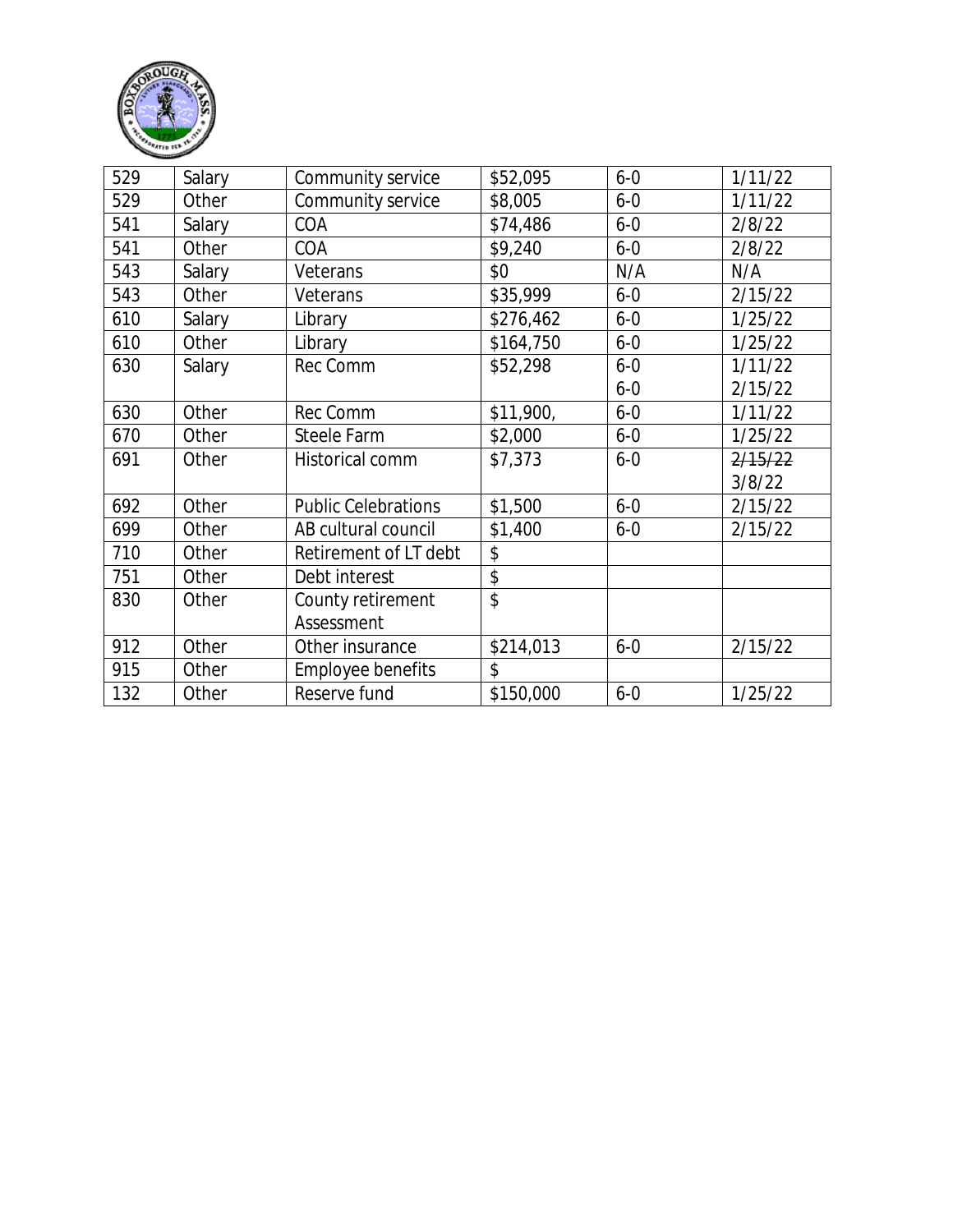| | | | | | |
|---|---|---|---|---|---|
| 529 | Salary | Community service | $52,095 | 6-0 | 1/11/22 |
| 529 | Other | Community service | $8,005 | 6-0 | 1/11/22 |
| 541 | Salary | COA | $74,486 | 6-0 | 2/8/22 |
| 541 | Other | COA | $9,240 | 6-0 | 2/8/22 |
| 543 | Salary | Veterans | $0 | N/A | N/A |
| 543 | Other | Veterans | $35,999 | 6-0 | 2/15/22 |
| 610 | Salary | Library | $276,462 | 6-0 | 1/25/22 |
| 610 | Other | Library | $164,750 | 6-0 | 1/25/22 |
| 630 | Salary | Rec Comm | $52,298 | 6-0<br>6-0 | 1/11/22<br>2/15/22 |
| 630 | Other | Rec Comm | $11,900, | 6-0 | 1/11/22 |
| 670 | Other | Steele Farm | $2,000 | 6-0 | 1/25/22 |
| 691 | Other | Historical comm | $7,373 | 6-0 | ~~2/15/22~~<br>3/8/22 |
| 692 | Other | Public Celebrations | $1,500 | 6-0 | 2/15/22 |
| 699 | Other | AB cultural council | $1,400 | 6-0 | 2/15/22 |
| 710 | Other | Retirement of LT debt | $ | | |
| 751 | Other | Debt interest | $ | | |
| 830 | Other | County retirement Assessment | $ | | |
| 912 | Other | Other insurance | $214,013 | 6-0 | 2/15/22 |
| 915 | Other | Employee benefits | $ | | |
| 132 | Other | Reserve fund | $150,000 | 6-0 | 1/25/22 |